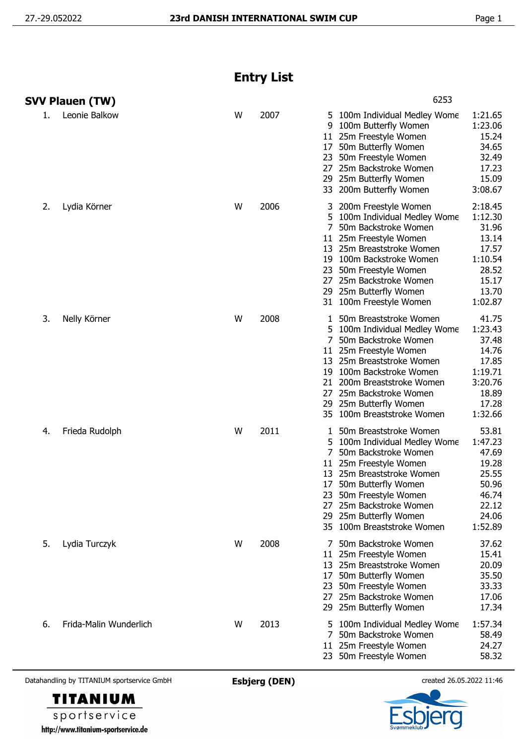# Entry List

## SVV Plauen (TW)

6253

| No. | Name | Sex | Year | Event No. | Event | Time |
|---|---|---|---|---|---|---|
| 1. | Leonie Balkow | W | 2007 | 5 | 100m Individual Medley Wome | 1:21.65 |
| | | | | 9 | 100m Butterfly Women | 1:23.06 |
| | | | | 11 | 25m Freestyle Women | 15.24 |
| | | | | 17 | 50m Butterfly Women | 34.65 |
| | | | | 23 | 50m Freestyle Women | 32.49 |
| | | | | 27 | 25m Backstroke Women | 17.23 |
| | | | | 29 | 25m Butterfly Women | 15.09 |
| | | | | 33 | 200m Butterfly Women | 3:08.67 |
| 2. | Lydia Körner | W | 2006 | 3 | 200m Freestyle Women | 2:18.45 |
| | | | | 5 | 100m Individual Medley Wome | 1:12.30 |
| | | | | 7 | 50m Backstroke Women | 31.96 |
| | | | | 11 | 25m Freestyle Women | 13.14 |
| | | | | 13 | 25m Breaststroke Women | 17.57 |
| | | | | 19 | 100m Backstroke Women | 1:10.54 |
| | | | | 23 | 50m Freestyle Women | 28.52 |
| | | | | 27 | 25m Backstroke Women | 15.17 |
| | | | | 29 | 25m Butterfly Women | 13.70 |
| | | | | 31 | 100m Freestyle Women | 1:02.87 |
| 3. | Nelly Körner | W | 2008 | 1 | 50m Breaststroke Women | 41.75 |
| | | | | 5 | 100m Individual Medley Wome | 1:23.43 |
| | | | | 7 | 50m Backstroke Women | 37.48 |
| | | | | 11 | 25m Freestyle Women | 14.76 |
| | | | | 13 | 25m Breaststroke Women | 17.85 |
| | | | | 19 | 100m Backstroke Women | 1:19.71 |
| | | | | 21 | 200m Breaststroke Women | 3:20.76 |
| | | | | 27 | 25m Backstroke Women | 18.89 |
| | | | | 29 | 25m Butterfly Women | 17.28 |
| | | | | 35 | 100m Breaststroke Women | 1:32.66 |
| 4. | Frieda Rudolph | W | 2011 | 1 | 50m Breaststroke Women | 53.81 |
| | | | | 5 | 100m Individual Medley Wome | 1:47.23 |
| | | | | 7 | 50m Backstroke Women | 47.69 |
| | | | | 11 | 25m Freestyle Women | 19.28 |
| | | | | 13 | 25m Breaststroke Women | 25.55 |
| | | | | 17 | 50m Butterfly Women | 50.96 |
| | | | | 23 | 50m Freestyle Women | 46.74 |
| | | | | 27 | 25m Backstroke Women | 22.12 |
| | | | | 29 | 25m Butterfly Women | 24.06 |
| | | | | 35 | 100m Breaststroke Women | 1:52.89 |
| 5. | Lydia Turczyk | W | 2008 | 7 | 50m Backstroke Women | 37.62 |
| | | | | 11 | 25m Freestyle Women | 15.41 |
| | | | | 13 | 25m Breaststroke Women | 20.09 |
| | | | | 17 | 50m Butterfly Women | 35.50 |
| | | | | 23 | 50m Freestyle Women | 33.33 |
| | | | | 27 | 25m Backstroke Women | 17.06 |
| | | | | 29 | 25m Butterfly Women | 17.34 |
| 6. | Frida-Malin Wunderlich | W | 2013 | 5 | 100m Individual Medley Wome | 1:57.34 |
| | | | | 7 | 50m Backstroke Women | 58.49 |
| | | | | 11 | 25m Freestyle Women | 24.27 |
| | | | | 23 | 50m Freestyle Women | 58.32 |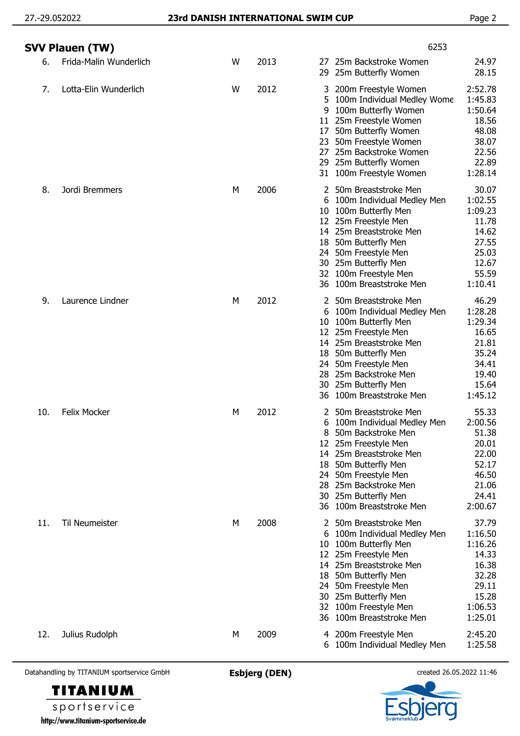## SVV Plauen (TW)

6253

| No. | Name | Sex | Year | Event No. | Event | Time |
|---|---|---|---|---|---|---|
| 6. | Frida-Malin Wunderlich | W | 2013 | 27 | 25m Backstroke Women | 24.97 |
| | | | | 29 | 25m Butterfly Women | 28.15 |
| 7. | Lotta-Elin Wunderlich | W | 2012 | 3 | 200m Freestyle Women | 2:52.78 |
| | | | | 5 | 100m Individual Medley Wome | 1:45.83 |
| | | | | 9 | 100m Butterfly Women | 1:50.64 |
| | | | | 11 | 25m Freestyle Women | 18.56 |
| | | | | 17 | 50m Butterfly Women | 48.08 |
| | | | | 23 | 50m Freestyle Women | 38.07 |
| | | | | 27 | 25m Backstroke Women | 22.56 |
| | | | | 29 | 25m Butterfly Women | 22.89 |
| | | | | 31 | 100m Freestyle Women | 1:28.14 |
| 8. | Jordi Bremmers | M | 2006 | 2 | 50m Breaststroke Men | 30.07 |
| | | | | 6 | 100m Individual Medley Men | 1:02.55 |
| | | | | 10 | 100m Butterfly Men | 1:09.23 |
| | | | | 12 | 25m Freestyle Men | 11.78 |
| | | | | 14 | 25m Breaststroke Men | 14.62 |
| | | | | 18 | 50m Butterfly Men | 27.55 |
| | | | | 24 | 50m Freestyle Men | 25.03 |
| | | | | 30 | 25m Butterfly Men | 12.67 |
| | | | | 32 | 100m Freestyle Men | 55.59 |
| | | | | 36 | 100m Breaststroke Men | 1:10.41 |
| 9. | Laurence Lindner | M | 2012 | 2 | 50m Breaststroke Men | 46.29 |
| | | | | 6 | 100m Individual Medley Men | 1:28.28 |
| | | | | 10 | 100m Butterfly Men | 1:29.34 |
| | | | | 12 | 25m Freestyle Men | 16.65 |
| | | | | 14 | 25m Breaststroke Men | 21.81 |
| | | | | 18 | 50m Butterfly Men | 35.24 |
| | | | | 24 | 50m Freestyle Men | 34.41 |
| | | | | 28 | 25m Backstroke Men | 19.40 |
| | | | | 30 | 25m Butterfly Men | 15.64 |
| | | | | 36 | 100m Breaststroke Men | 1:45.12 |
| 10. | Felix Mocker | M | 2012 | 2 | 50m Breaststroke Men | 55.33 |
| | | | | 6 | 100m Individual Medley Men | 2:00.56 |
| | | | | 8 | 50m Backstroke Men | 51.38 |
| | | | | 12 | 25m Freestyle Men | 20.01 |
| | | | | 14 | 25m Breaststroke Men | 22.00 |
| | | | | 18 | 50m Butterfly Men | 52.17 |
| | | | | 24 | 50m Freestyle Men | 46.50 |
| | | | | 28 | 25m Backstroke Men | 21.06 |
| | | | | 30 | 25m Butterfly Men | 24.41 |
| | | | | 36 | 100m Breaststroke Men | 2:00.67 |
| 11. | Til Neumeister | M | 2008 | 2 | 50m Breaststroke Men | 37.79 |
| | | | | 6 | 100m Individual Medley Men | 1:16.50 |
| | | | | 10 | 100m Butterfly Men | 1:16.26 |
| | | | | 12 | 25m Freestyle Men | 14.33 |
| | | | | 14 | 25m Breaststroke Men | 16.38 |
| | | | | 18 | 50m Butterfly Men | 32.28 |
| | | | | 24 | 50m Freestyle Men | 29.11 |
| | | | | 30 | 25m Butterfly Men | 15.28 |
| | | | | 32 | 100m Freestyle Men | 1:06.53 |
| | | | | 36 | 100m Breaststroke Men | 1:25.01 |
| 12. | Julius Rudolph | M | 2009 | 4 | 200m Freestyle Men | 2:45.20 |
| | | | | 6 | 100m Individual Medley Men | 1:25.58 |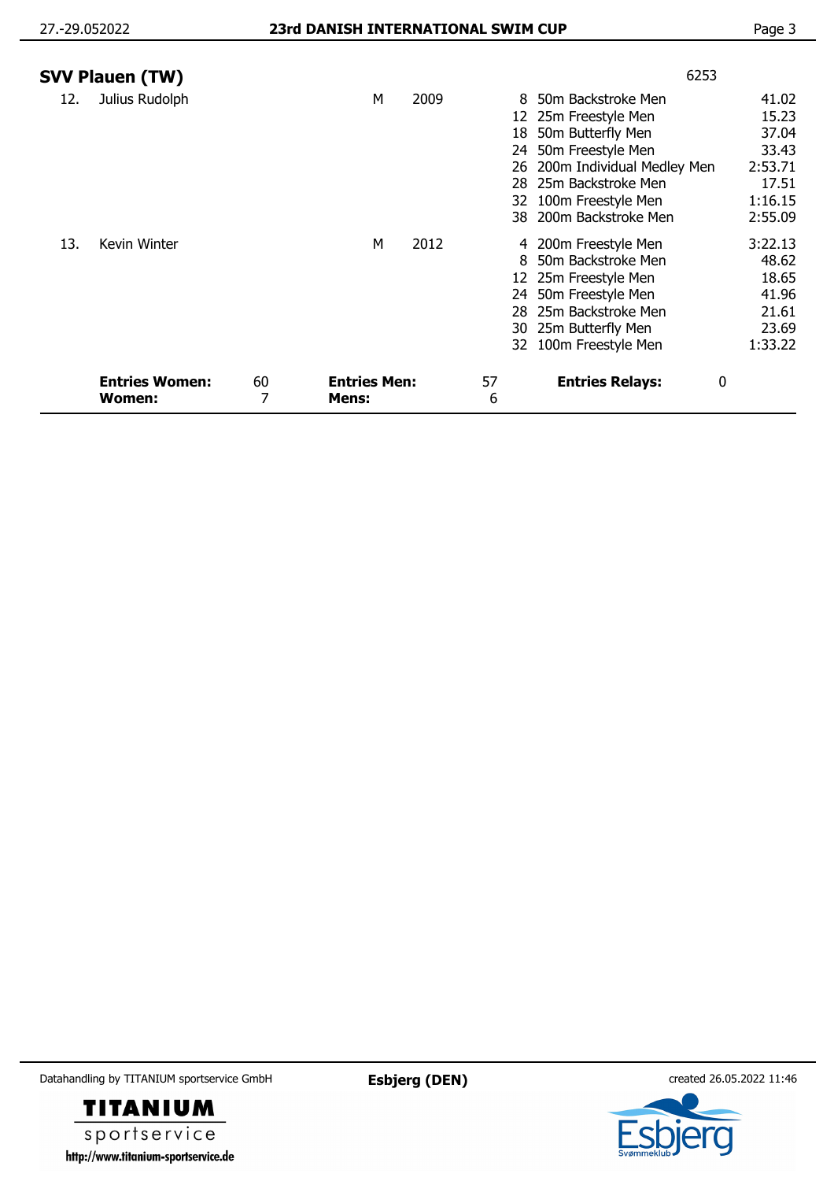## SVV Plauen (TW)

6253

| | | | | | | |
|---|---|---|---|---|---|---|
| 12. | Julius Rudolph | M | 2009 | 8 | 50m Backstroke Men | 41.02 |
| | | | | 12 | 25m Freestyle Men | 15.23 |
| | | | | 18 | 50m Butterfly Men | 37.04 |
| | | | | 24 | 50m Freestyle Men | 33.43 |
| | | | | 26 | 200m Individual Medley Men | 2:53.71 |
| | | | | 28 | 25m Backstroke Men | 17.51 |
| | | | | 32 | 100m Freestyle Men | 1:16.15 |
| | | | | 38 | 200m Backstroke Men | 2:55.09 |
| 13. | Kevin Winter | M | 2012 | 4 | 200m Freestyle Men | 3:22.13 |
| | | | | 8 | 50m Backstroke Men | 48.62 |
| | | | | 12 | 25m Freestyle Men | 18.65 |
| | | | | 24 | 50m Freestyle Men | 41.96 |
| | | | | 28 | 25m Backstroke Men | 21.61 |
| | | | | 30 | 25m Butterfly Men | 23.69 |
| | | | | 32 | 100m Freestyle Men | 1:33.22 |

| | | | | | |
|---|---|---|---|---|---|
| **Entries Women:** | 60 | **Entries Men:** | 57 | **Entries Relays:** | 0 |
| **Women:** | 7 | **Mens:** | 6 | | |